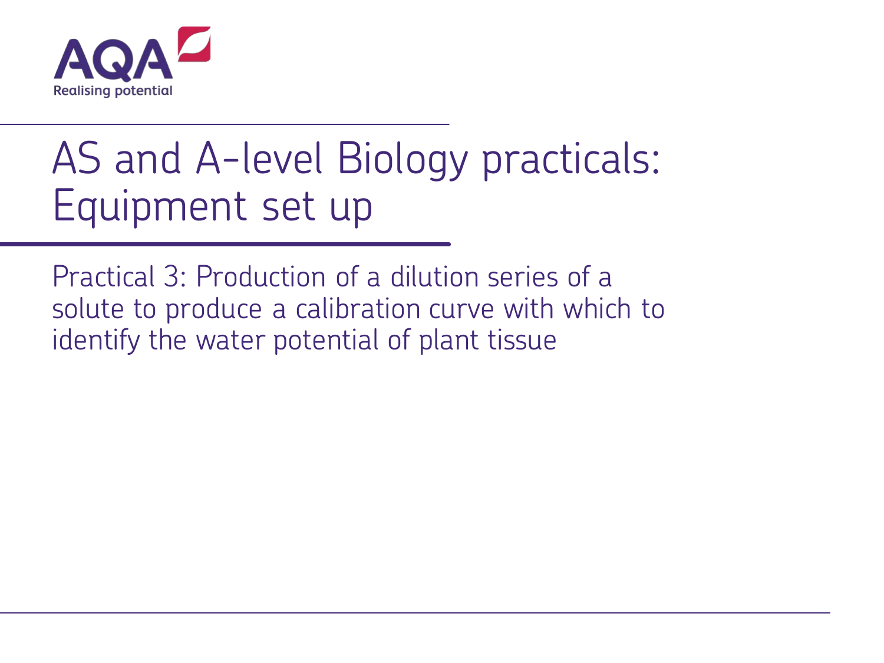AQA
Realising potential

# AS and A-level Biology practicals: Equipment set up

## Practical 3: Production of a dilution series of a solute to produce a calibration curve with which to identify the water potential of plant tissue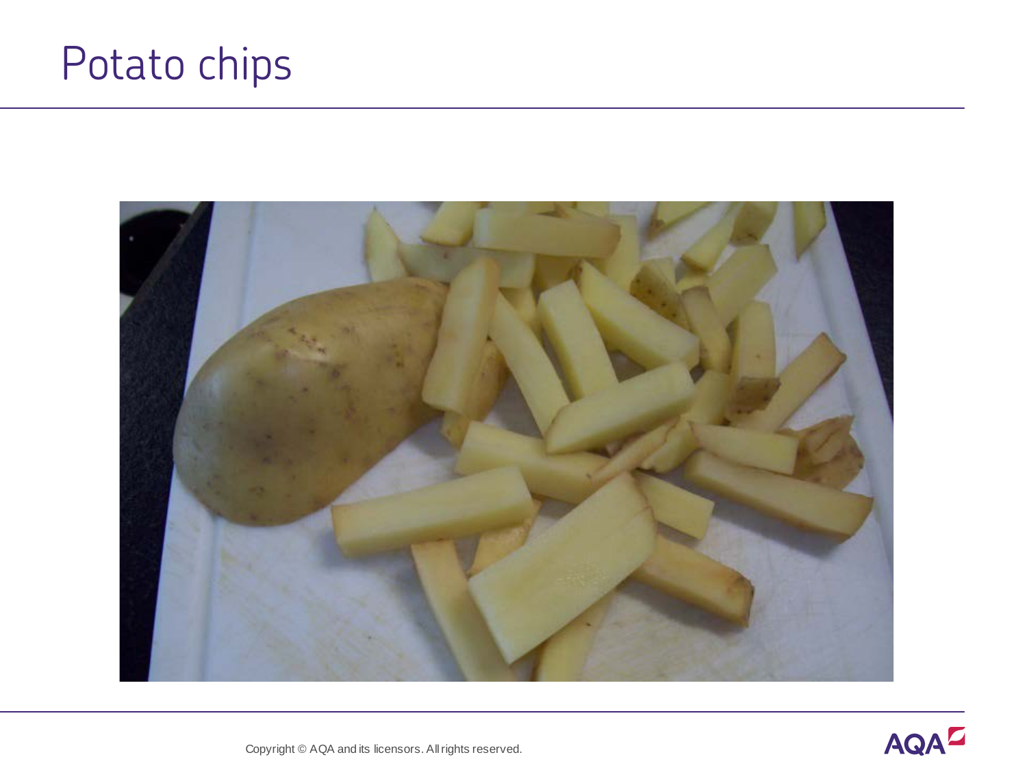# Potato chips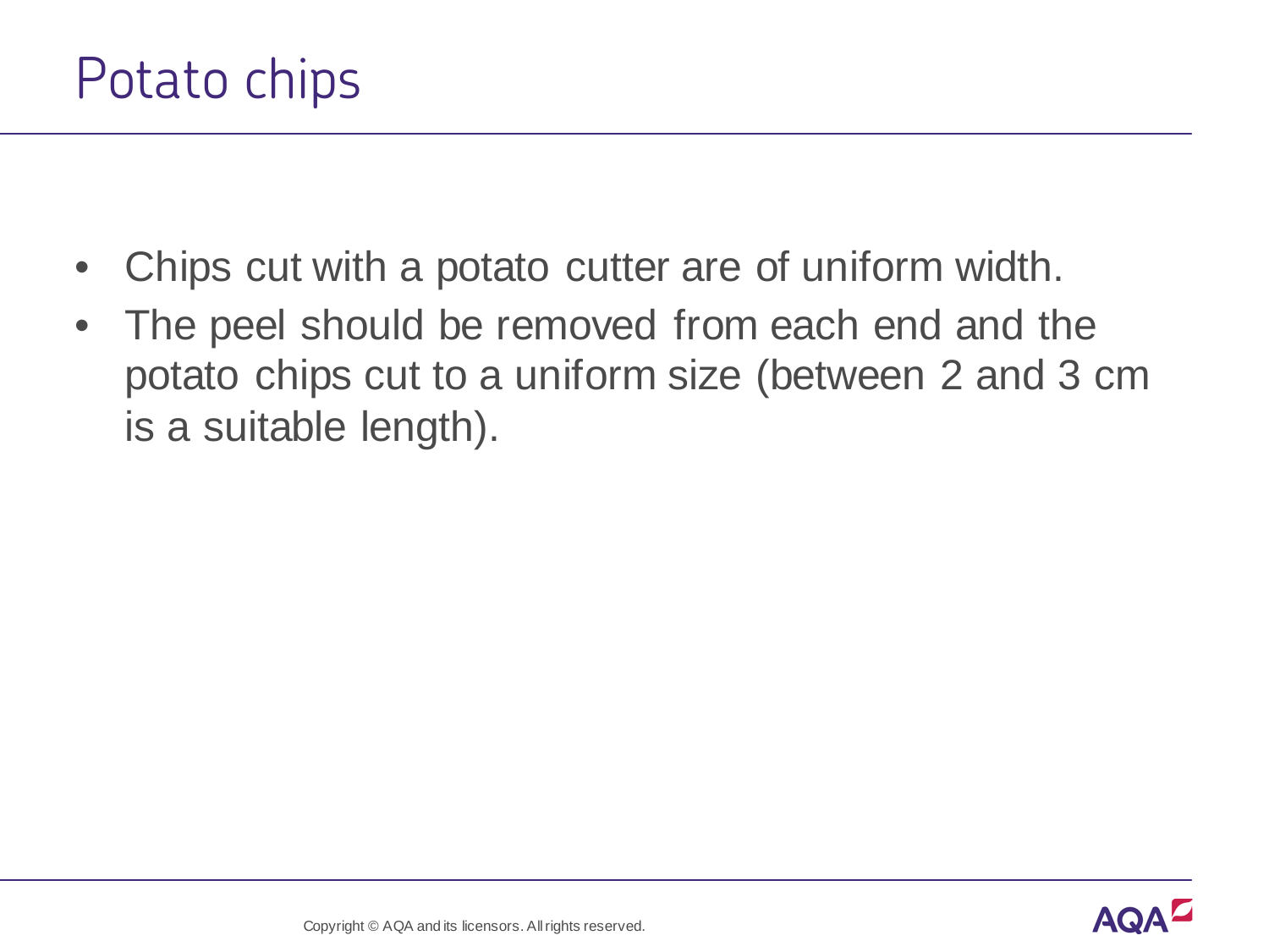# Potato chips

- Chips cut with a potato cutter are of uniform width.
- The peel should be removed from each end and the potato chips cut to a uniform size (between 2 and 3 cm is a suitable length).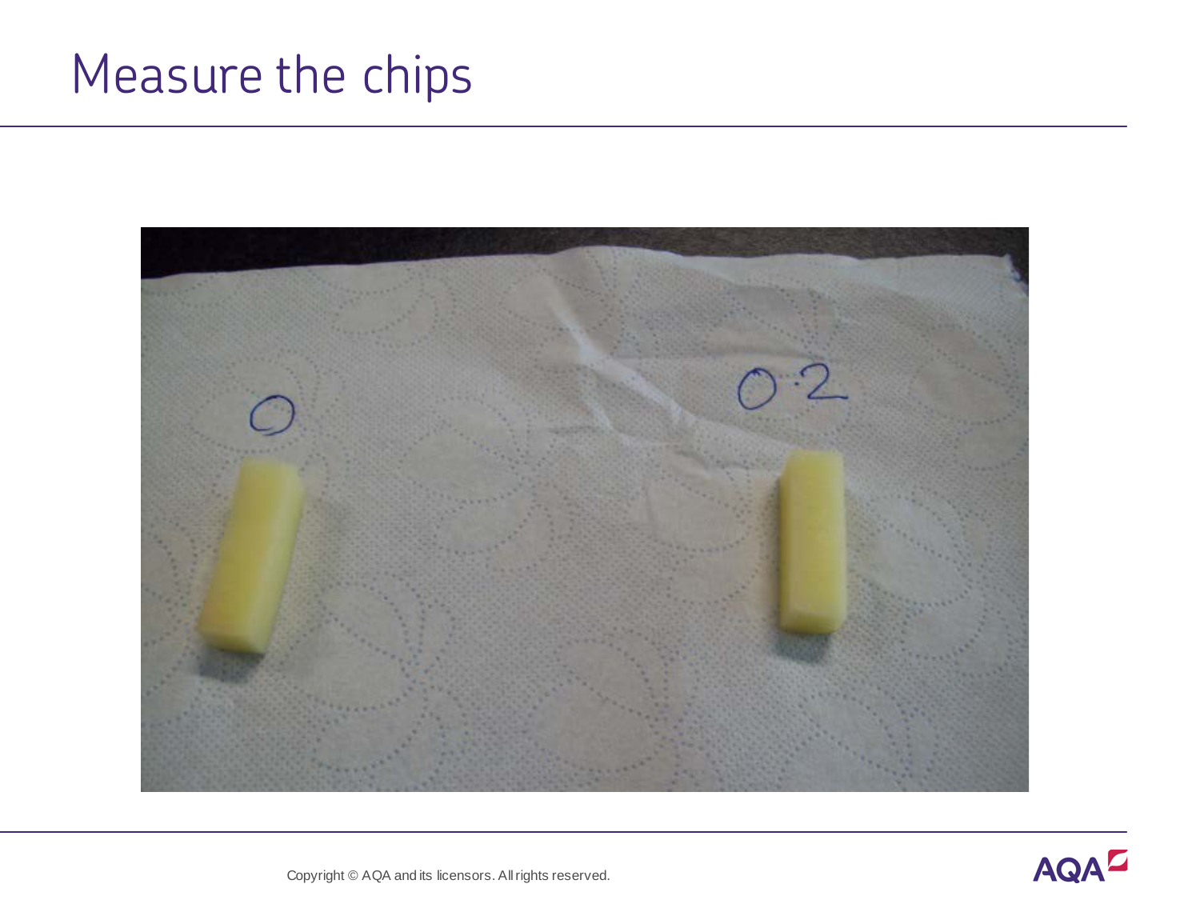# Measure the chips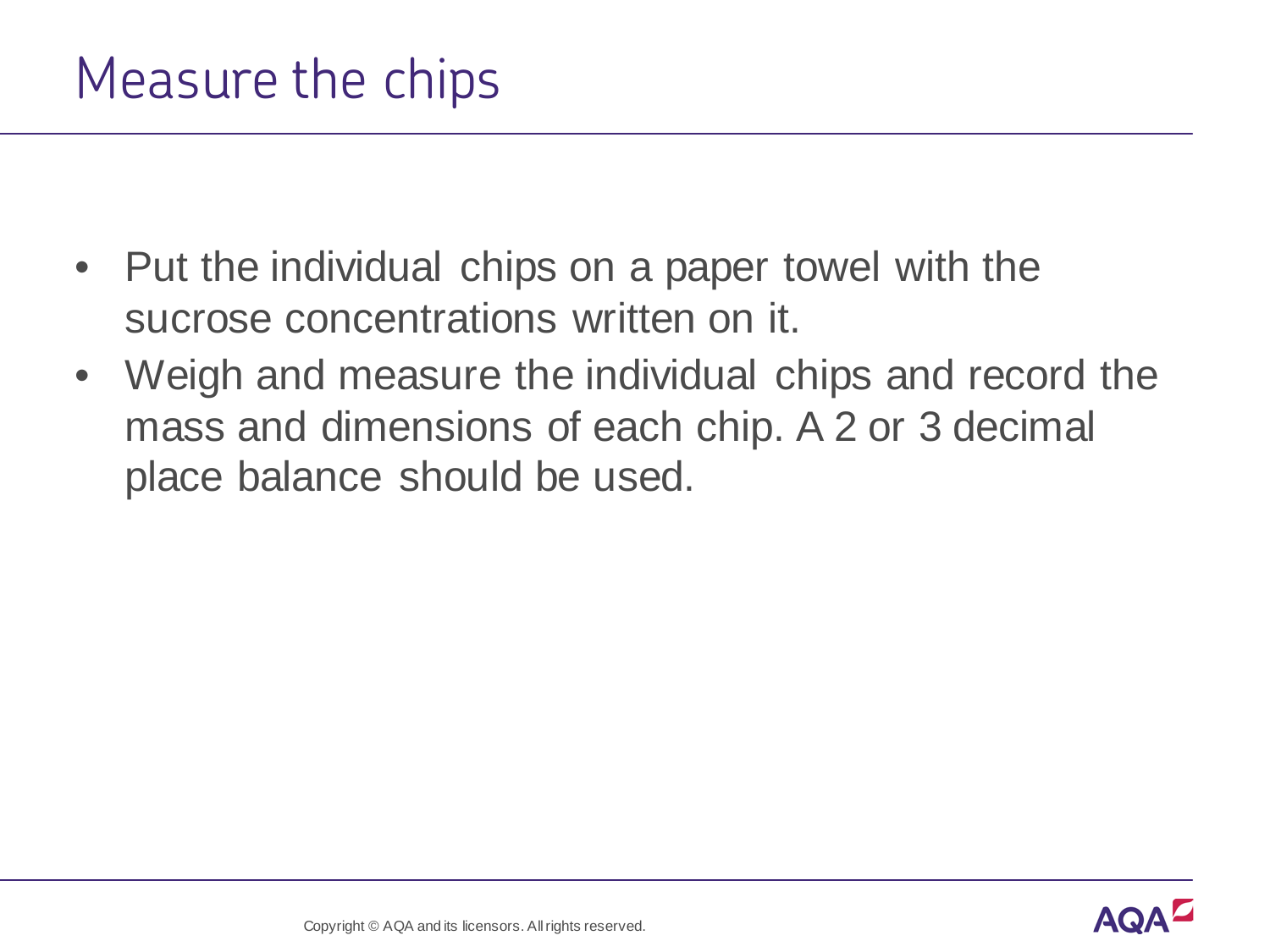# Measure the chips

- Put the individual chips on a paper towel with the sucrose concentrations written on it.
- Weigh and measure the individual chips and record the mass and dimensions of each chip. A 2 or 3 decimal place balance should be used.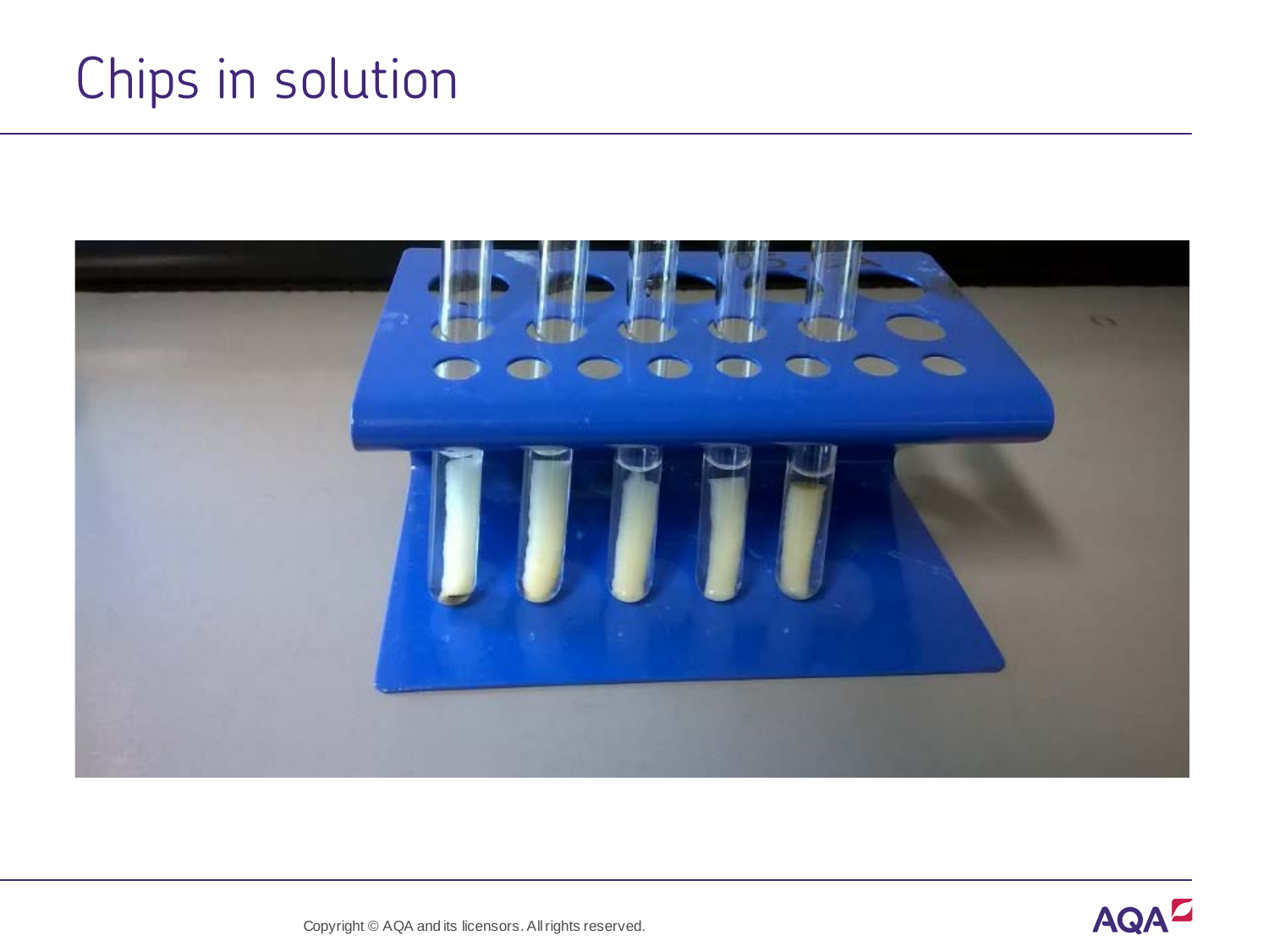# Chips in solution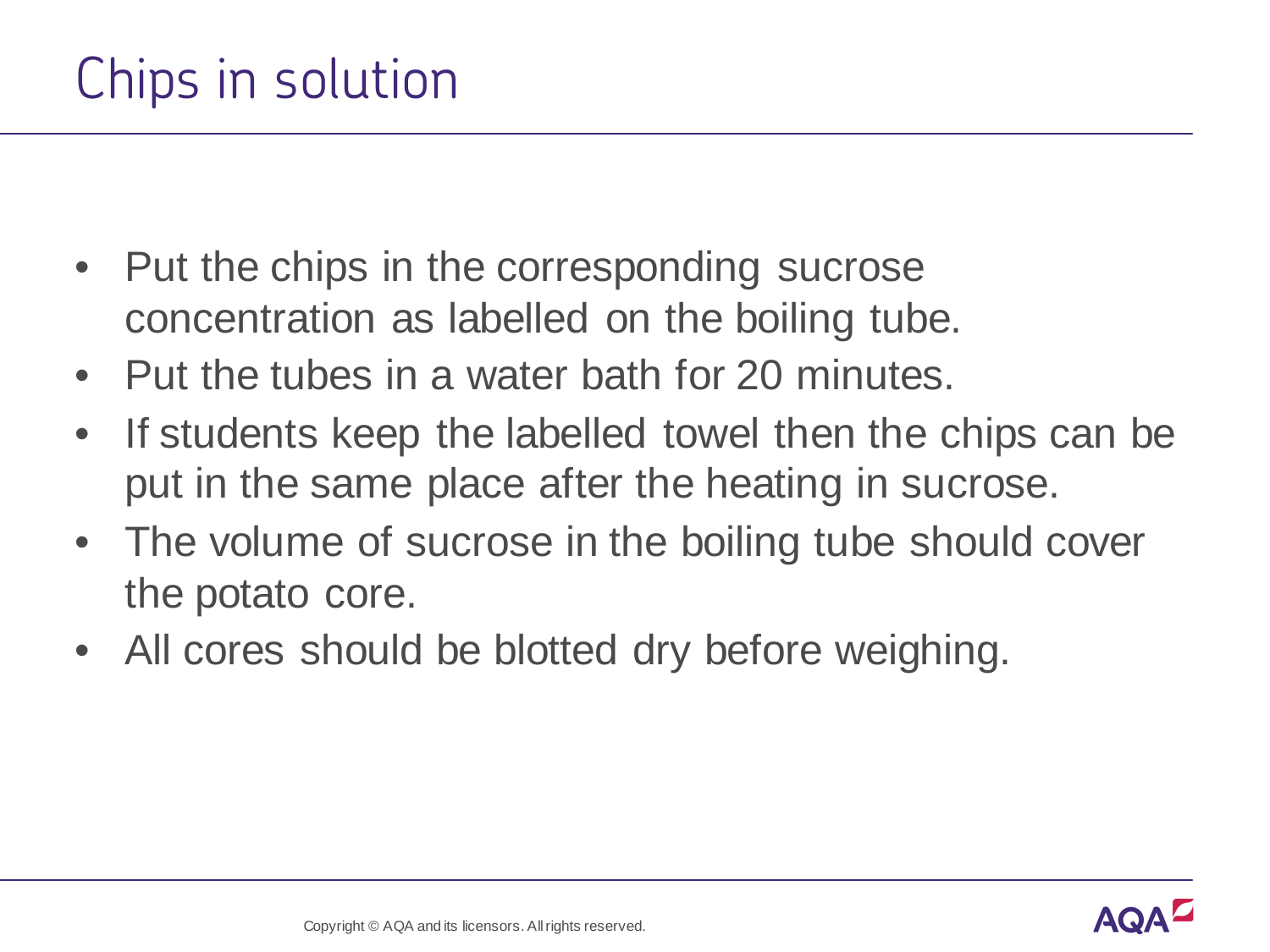# Chips in solution

- Put the chips in the corresponding sucrose concentration as labelled on the boiling tube.
- Put the tubes in a water bath for 20 minutes.
- If students keep the labelled towel then the chips can be put in the same place after the heating in sucrose.
- The volume of sucrose in the boiling tube should cover the potato core.
- All cores should be blotted dry before weighing.